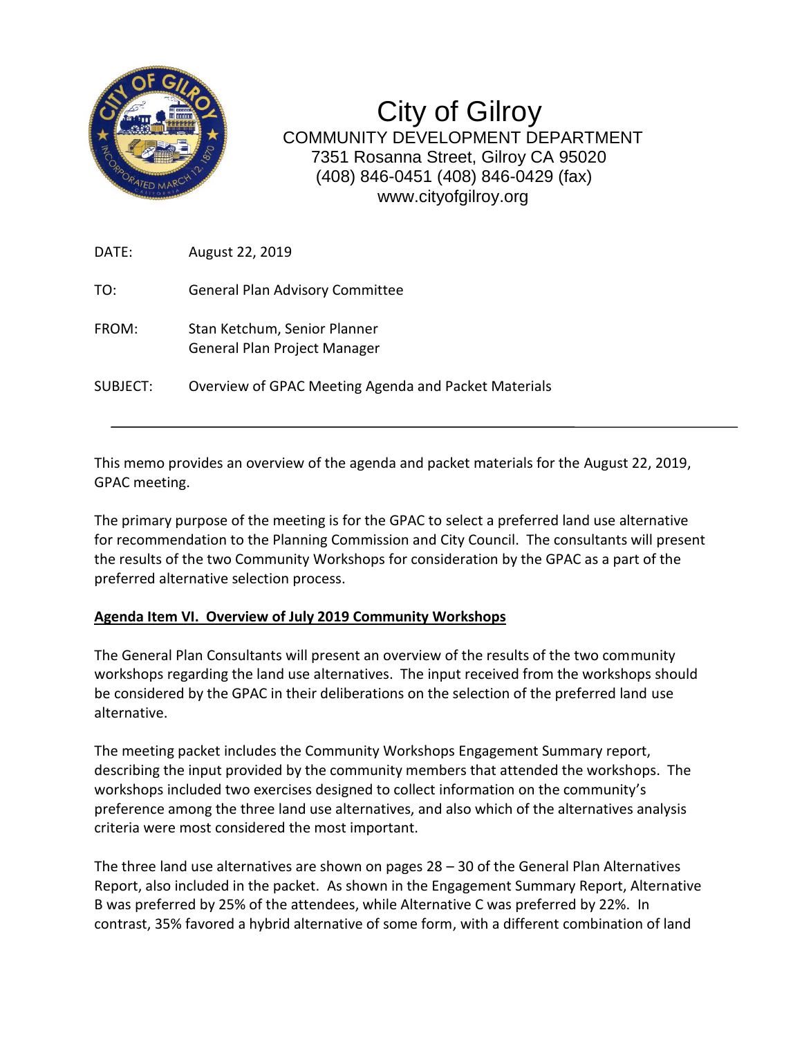# City of Gilroy

COMMUNITY DEVELOPMENT DEPARTMENT
7351 Rosanna Street, Gilroy CA 95020
(408) 846-0451 (408) 846-0429 (fax)
www.cityofgilroy.org

DATE: August 22, 2019

TO: General Plan Advisory Committee

FROM: Stan Ketchum, Senior Planner
General Plan Project Manager

SUBJECT: Overview of GPAC Meeting Agenda and Packet Materials

---

This memo provides an overview of the agenda and packet materials for the August 22, 2019, GPAC meeting.

The primary purpose of the meeting is for the GPAC to select a preferred land use alternative for recommendation to the Planning Commission and City Council. The consultants will present the results of the two Community Workshops for consideration by the GPAC as a part of the preferred alternative selection process.

**Agenda Item VI. Overview of July 2019 Community Workshops**

The General Plan Consultants will present an overview of the results of the two community workshops regarding the land use alternatives. The input received from the workshops should be considered by the GPAC in their deliberations on the selection of the preferred land use alternative.

The meeting packet includes the Community Workshops Engagement Summary report, describing the input provided by the community members that attended the workshops. The workshops included two exercises designed to collect information on the community's preference among the three land use alternatives, and also which of the alternatives analysis criteria were most considered the most important.

The three land use alternatives are shown on pages 28 – 30 of the General Plan Alternatives Report, also included in the packet. As shown in the Engagement Summary Report, Alternative B was preferred by 25% of the attendees, while Alternative C was preferred by 22%. In contrast, 35% favored a hybrid alternative of some form, with a different combination of land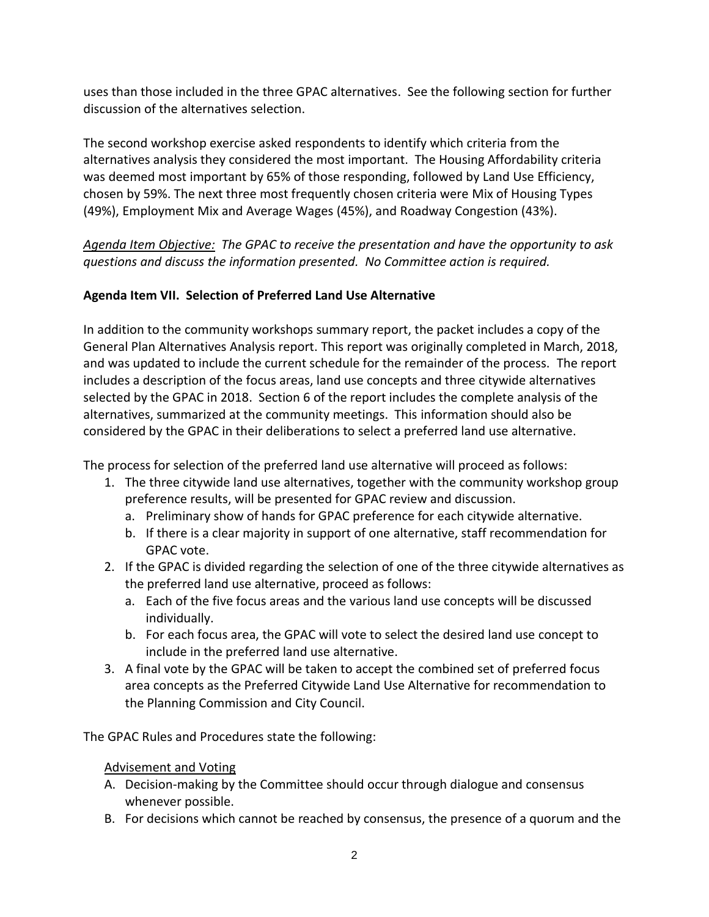uses than those included in the three GPAC alternatives. See the following section for further discussion of the alternatives selection.

The second workshop exercise asked respondents to identify which criteria from the alternatives analysis they considered the most important. The Housing Affordability criteria was deemed most important by 65% of those responding, followed by Land Use Efficiency, chosen by 59%. The next three most frequently chosen criteria were Mix of Housing Types (49%), Employment Mix and Average Wages (45%), and Roadway Congestion (43%).

*<u>Agenda Item Objective:</u> The GPAC to receive the presentation and have the opportunity to ask questions and discuss the information presented. No Committee action is required.*

**Agenda Item VII. Selection of Preferred Land Use Alternative**

In addition to the community workshops summary report, the packet includes a copy of the General Plan Alternatives Analysis report. This report was originally completed in March, 2018, and was updated to include the current schedule for the remainder of the process. The report includes a description of the focus areas, land use concepts and three citywide alternatives selected by the GPAC in 2018. Section 6 of the report includes the complete analysis of the alternatives, summarized at the community meetings. This information should also be considered by the GPAC in their deliberations to select a preferred land use alternative.

The process for selection of the preferred land use alternative will proceed as follows:

1. The three citywide land use alternatives, together with the community workshop group preference results, will be presented for GPAC review and discussion.
   a. Preliminary show of hands for GPAC preference for each citywide alternative.
   b. If there is a clear majority in support of one alternative, staff recommendation for GPAC vote.
2. If the GPAC is divided regarding the selection of one of the three citywide alternatives as the preferred land use alternative, proceed as follows:
   a. Each of the five focus areas and the various land use concepts will be discussed individually.
   b. For each focus area, the GPAC will vote to select the desired land use concept to include in the preferred land use alternative.
3. A final vote by the GPAC will be taken to accept the combined set of preferred focus area concepts as the Preferred Citywide Land Use Alternative for recommendation to the Planning Commission and City Council.

The GPAC Rules and Procedures state the following:

<u>Advisement and Voting</u>

A. Decision-making by the Committee should occur through dialogue and consensus whenever possible.
B. For decisions which cannot be reached by consensus, the presence of a quorum and the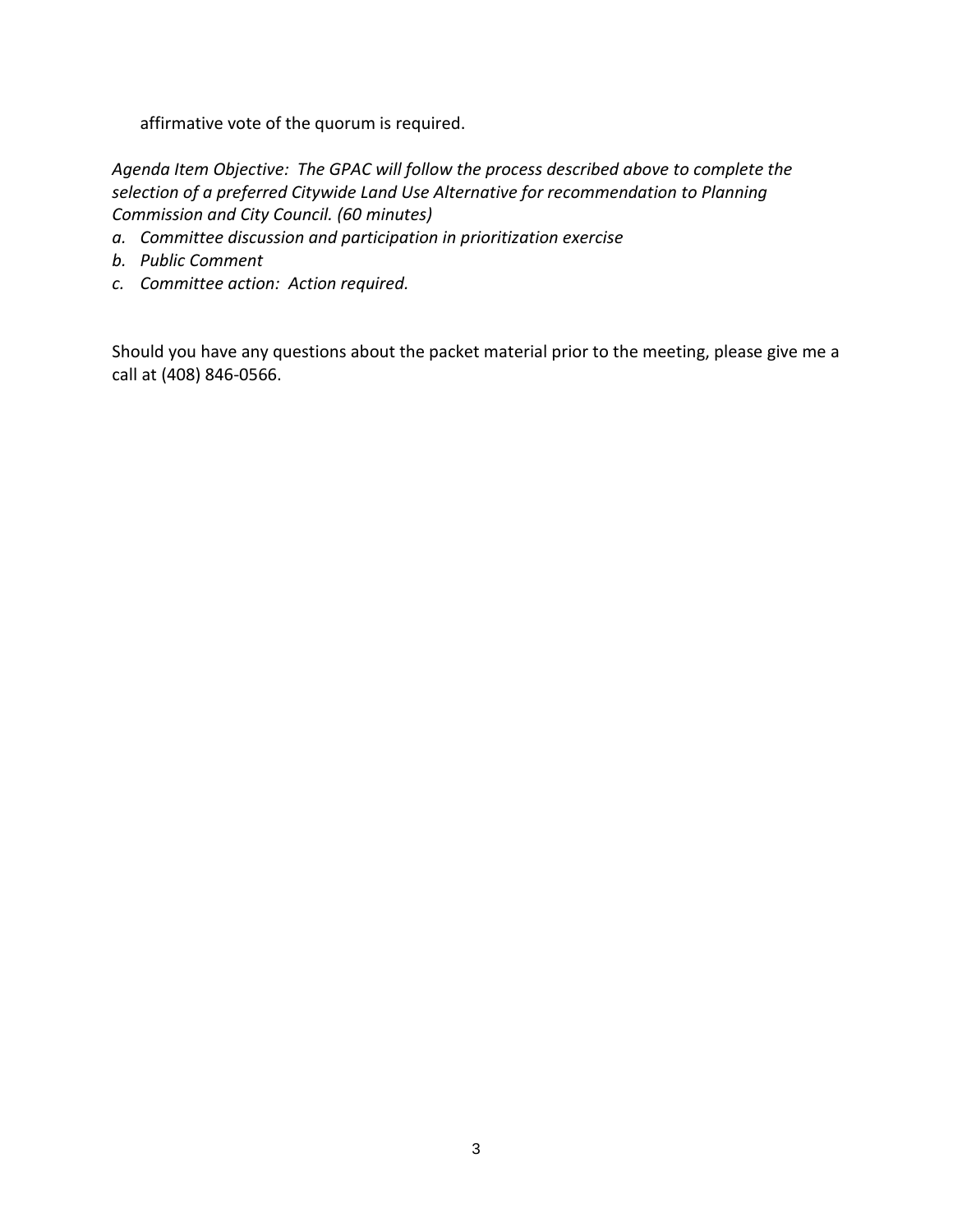affirmative vote of the quorum is required.

*Agenda Item Objective: The GPAC will follow the process described above to complete the selection of a preferred Citywide Land Use Alternative for recommendation to Planning Commission and City Council. (60 minutes)*

*a. Committee discussion and participation in prioritization exercise*
*b. Public Comment*
*c. Committee action: Action required.*

Should you have any questions about the packet material prior to the meeting, please give me a call at (408) 846-0566.